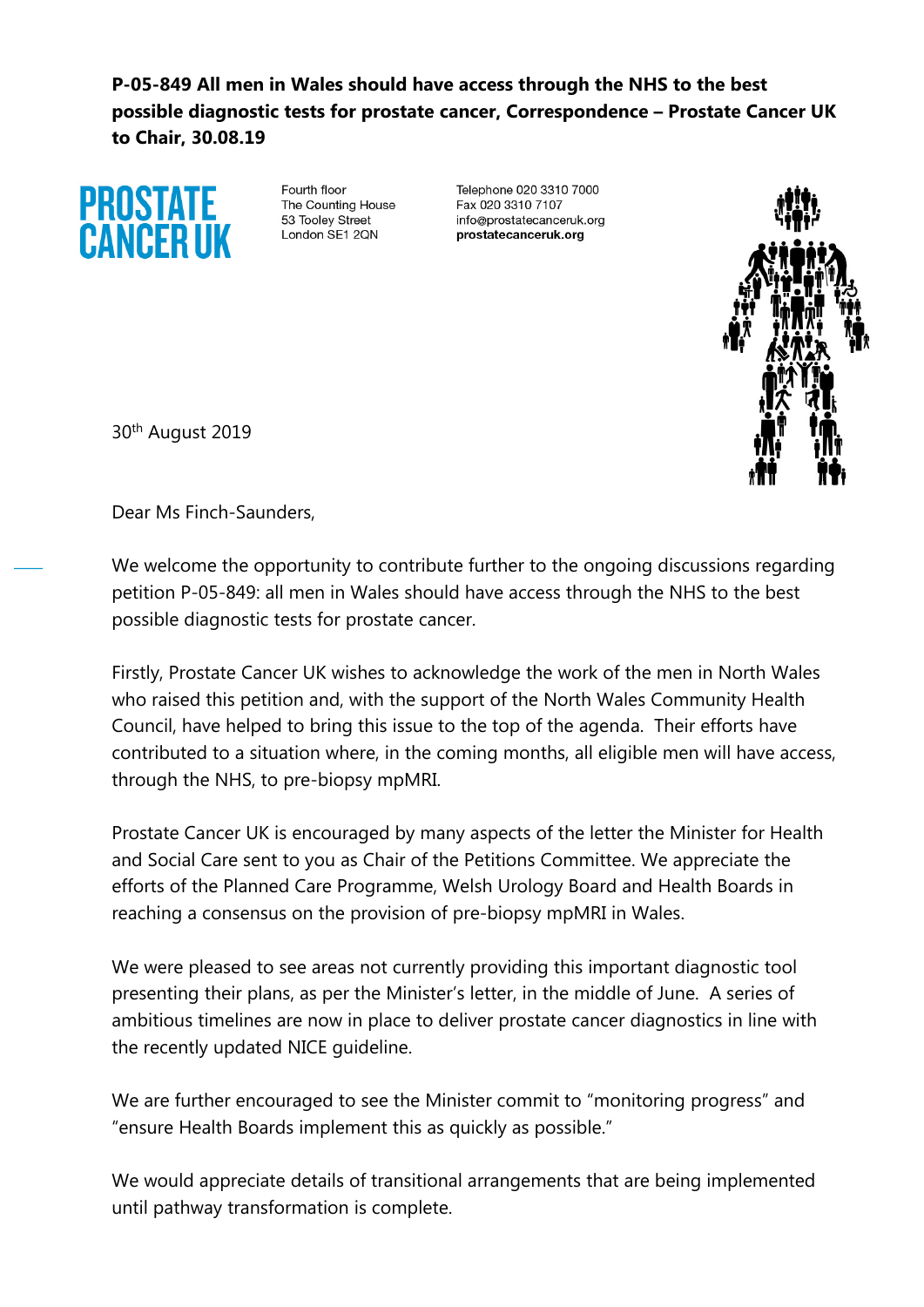**P-05-849 All men in Wales should have access through the NHS to the best possible diagnostic tests for prostate cancer, Correspondence – Prostate Cancer UK to Chair, 30.08.19**

PROSTATE CANCER UK

Fourth floor
The Counting House
53 Tooley Street
London SE1 2QN

Telephone 020 3310 7000
Fax 020 3310 7107
info@prostatecanceruk.org
**prostatecanceruk.org**

30th August 2019

Dear Ms Finch-Saunders,

We welcome the opportunity to contribute further to the ongoing discussions regarding petition P-05-849: all men in Wales should have access through the NHS to the best possible diagnostic tests for prostate cancer.

Firstly, Prostate Cancer UK wishes to acknowledge the work of the men in North Wales who raised this petition and, with the support of the North Wales Community Health Council, have helped to bring this issue to the top of the agenda. Their efforts have contributed to a situation where, in the coming months, all eligible men will have access, through the NHS, to pre-biopsy mpMRI.

Prostate Cancer UK is encouraged by many aspects of the letter the Minister for Health and Social Care sent to you as Chair of the Petitions Committee. We appreciate the efforts of the Planned Care Programme, Welsh Urology Board and Health Boards in reaching a consensus on the provision of pre-biopsy mpMRI in Wales.

We were pleased to see areas not currently providing this important diagnostic tool presenting their plans, as per the Minister's letter, in the middle of June. A series of ambitious timelines are now in place to deliver prostate cancer diagnostics in line with the recently updated NICE guideline.

We are further encouraged to see the Minister commit to "monitoring progress" and "ensure Health Boards implement this as quickly as possible."

We would appreciate details of transitional arrangements that are being implemented until pathway transformation is complete.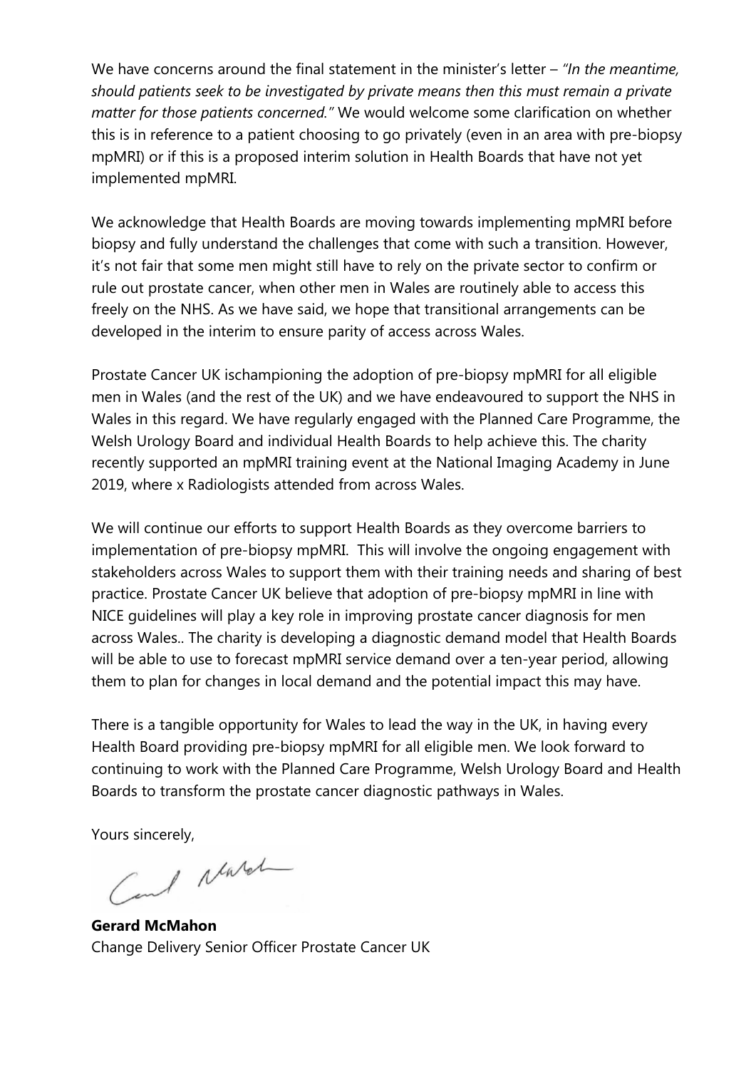We have concerns around the final statement in the minister's letter – *"In the meantime, should patients seek to be investigated by private means then this must remain a private matter for those patients concerned."* We would welcome some clarification on whether this is in reference to a patient choosing to go privately (even in an area with pre-biopsy mpMRI) or if this is a proposed interim solution in Health Boards that have not yet implemented mpMRI.

We acknowledge that Health Boards are moving towards implementing mpMRI before biopsy and fully understand the challenges that come with such a transition. However, it's not fair that some men might still have to rely on the private sector to confirm or rule out prostate cancer, when other men in Wales are routinely able to access this freely on the NHS. As we have said, we hope that transitional arrangements can be developed in the interim to ensure parity of access across Wales.

Prostate Cancer UK ischampioning the adoption of pre-biopsy mpMRI for all eligible men in Wales (and the rest of the UK) and we have endeavoured to support the NHS in Wales in this regard. We have regularly engaged with the Planned Care Programme, the Welsh Urology Board and individual Health Boards to help achieve this. The charity recently supported an mpMRI training event at the National Imaging Academy in June 2019, where x Radiologists attended from across Wales.

We will continue our efforts to support Health Boards as they overcome barriers to implementation of pre-biopsy mpMRI. This will involve the ongoing engagement with stakeholders across Wales to support them with their training needs and sharing of best practice. Prostate Cancer UK believe that adoption of pre-biopsy mpMRI in line with NICE guidelines will play a key role in improving prostate cancer diagnosis for men across Wales.. The charity is developing a diagnostic demand model that Health Boards will be able to use to forecast mpMRI service demand over a ten-year period, allowing them to plan for changes in local demand and the potential impact this may have.

There is a tangible opportunity for Wales to lead the way in the UK, in having every Health Board providing pre-biopsy mpMRI for all eligible men. We look forward to continuing to work with the Planned Care Programme, Welsh Urology Board and Health Boards to transform the prostate cancer diagnostic pathways in Wales.

Yours sincerely,

**Gerard McMahon**
Change Delivery Senior Officer Prostate Cancer UK